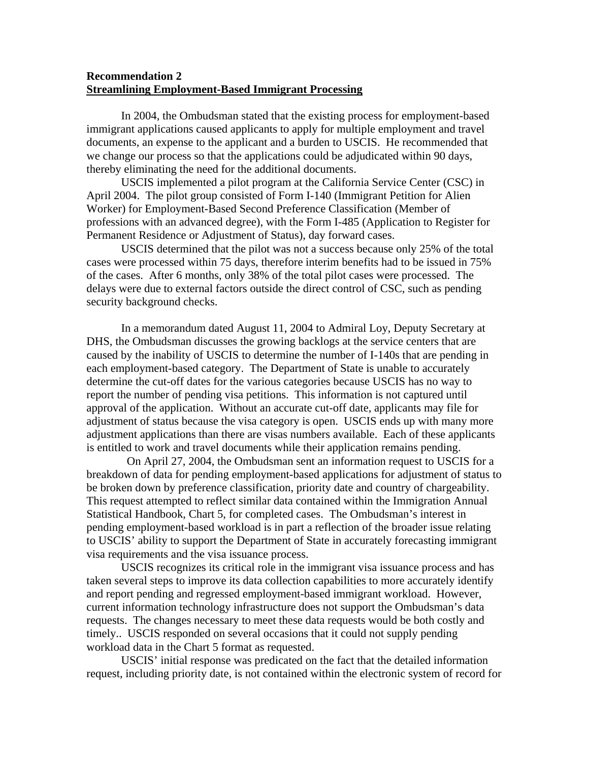**Recommendation 2**
**Streamlining Employment-Based Immigrant Processing**

In 2004, the Ombudsman stated that the existing process for employment-based immigrant applications caused applicants to apply for multiple employment and travel documents, an expense to the applicant and a burden to USCIS. He recommended that we change our process so that the applications could be adjudicated within 90 days, thereby eliminating the need for the additional documents.

USCIS implemented a pilot program at the California Service Center (CSC) in April 2004. The pilot group consisted of Form I-140 (Immigrant Petition for Alien Worker) for Employment-Based Second Preference Classification (Member of professions with an advanced degree), with the Form I-485 (Application to Register for Permanent Residence or Adjustment of Status), day forward cases.

USCIS determined that the pilot was not a success because only 25% of the total cases were processed within 75 days, therefore interim benefits had to be issued in 75% of the cases. After 6 months, only 38% of the total pilot cases were processed. The delays were due to external factors outside the direct control of CSC, such as pending security background checks.

In a memorandum dated August 11, 2004 to Admiral Loy, Deputy Secretary at DHS, the Ombudsman discusses the growing backlogs at the service centers that are caused by the inability of USCIS to determine the number of I-140s that are pending in each employment-based category. The Department of State is unable to accurately determine the cut-off dates for the various categories because USCIS has no way to report the number of pending visa petitions. This information is not captured until approval of the application. Without an accurate cut-off date, applicants may file for adjustment of status because the visa category is open. USCIS ends up with many more adjustment applications than there are visas numbers available. Each of these applicants is entitled to work and travel documents while their application remains pending.

On April 27, 2004, the Ombudsman sent an information request to USCIS for a breakdown of data for pending employment-based applications for adjustment of status to be broken down by preference classification, priority date and country of chargeability. This request attempted to reflect similar data contained within the Immigration Annual Statistical Handbook, Chart 5, for completed cases. The Ombudsman's interest in pending employment-based workload is in part a reflection of the broader issue relating to USCIS' ability to support the Department of State in accurately forecasting immigrant visa requirements and the visa issuance process.

USCIS recognizes its critical role in the immigrant visa issuance process and has taken several steps to improve its data collection capabilities to more accurately identify and report pending and regressed employment-based immigrant workload. However, current information technology infrastructure does not support the Ombudsman's data requests. The changes necessary to meet these data requests would be both costly and timely.. USCIS responded on several occasions that it could not supply pending workload data in the Chart 5 format as requested.

USCIS' initial response was predicated on the fact that the detailed information request, including priority date, is not contained within the electronic system of record for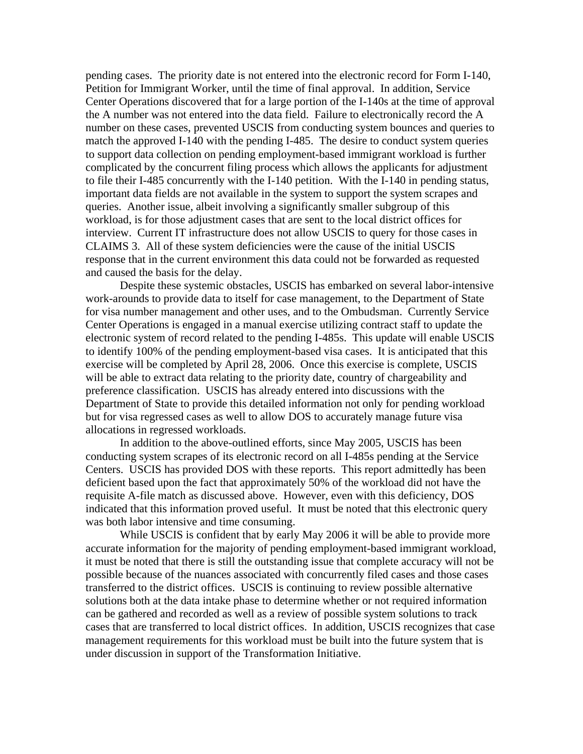pending cases. The priority date is not entered into the electronic record for Form I-140, Petition for Immigrant Worker, until the time of final approval. In addition, Service Center Operations discovered that for a large portion of the I-140s at the time of approval the A number was not entered into the data field. Failure to electronically record the A number on these cases, prevented USCIS from conducting system bounces and queries to match the approved I-140 with the pending I-485. The desire to conduct system queries to support data collection on pending employment-based immigrant workload is further complicated by the concurrent filing process which allows the applicants for adjustment to file their I-485 concurrently with the I-140 petition. With the I-140 in pending status, important data fields are not available in the system to support the system scrapes and queries. Another issue, albeit involving a significantly smaller subgroup of this workload, is for those adjustment cases that are sent to the local district offices for interview. Current IT infrastructure does not allow USCIS to query for those cases in CLAIMS 3. All of these system deficiencies were the cause of the initial USCIS response that in the current environment this data could not be forwarded as requested and caused the basis for the delay.

Despite these systemic obstacles, USCIS has embarked on several labor-intensive work-arounds to provide data to itself for case management, to the Department of State for visa number management and other uses, and to the Ombudsman. Currently Service Center Operations is engaged in a manual exercise utilizing contract staff to update the electronic system of record related to the pending I-485s. This update will enable USCIS to identify 100% of the pending employment-based visa cases. It is anticipated that this exercise will be completed by April 28, 2006. Once this exercise is complete, USCIS will be able to extract data relating to the priority date, country of chargeability and preference classification. USCIS has already entered into discussions with the Department of State to provide this detailed information not only for pending workload but for visa regressed cases as well to allow DOS to accurately manage future visa allocations in regressed workloads.

In addition to the above-outlined efforts, since May 2005, USCIS has been conducting system scrapes of its electronic record on all I-485s pending at the Service Centers. USCIS has provided DOS with these reports. This report admittedly has been deficient based upon the fact that approximately 50% of the workload did not have the requisite A-file match as discussed above. However, even with this deficiency, DOS indicated that this information proved useful. It must be noted that this electronic query was both labor intensive and time consuming.

While USCIS is confident that by early May 2006 it will be able to provide more accurate information for the majority of pending employment-based immigrant workload, it must be noted that there is still the outstanding issue that complete accuracy will not be possible because of the nuances associated with concurrently filed cases and those cases transferred to the district offices. USCIS is continuing to review possible alternative solutions both at the data intake phase to determine whether or not required information can be gathered and recorded as well as a review of possible system solutions to track cases that are transferred to local district offices. In addition, USCIS recognizes that case management requirements for this workload must be built into the future system that is under discussion in support of the Transformation Initiative.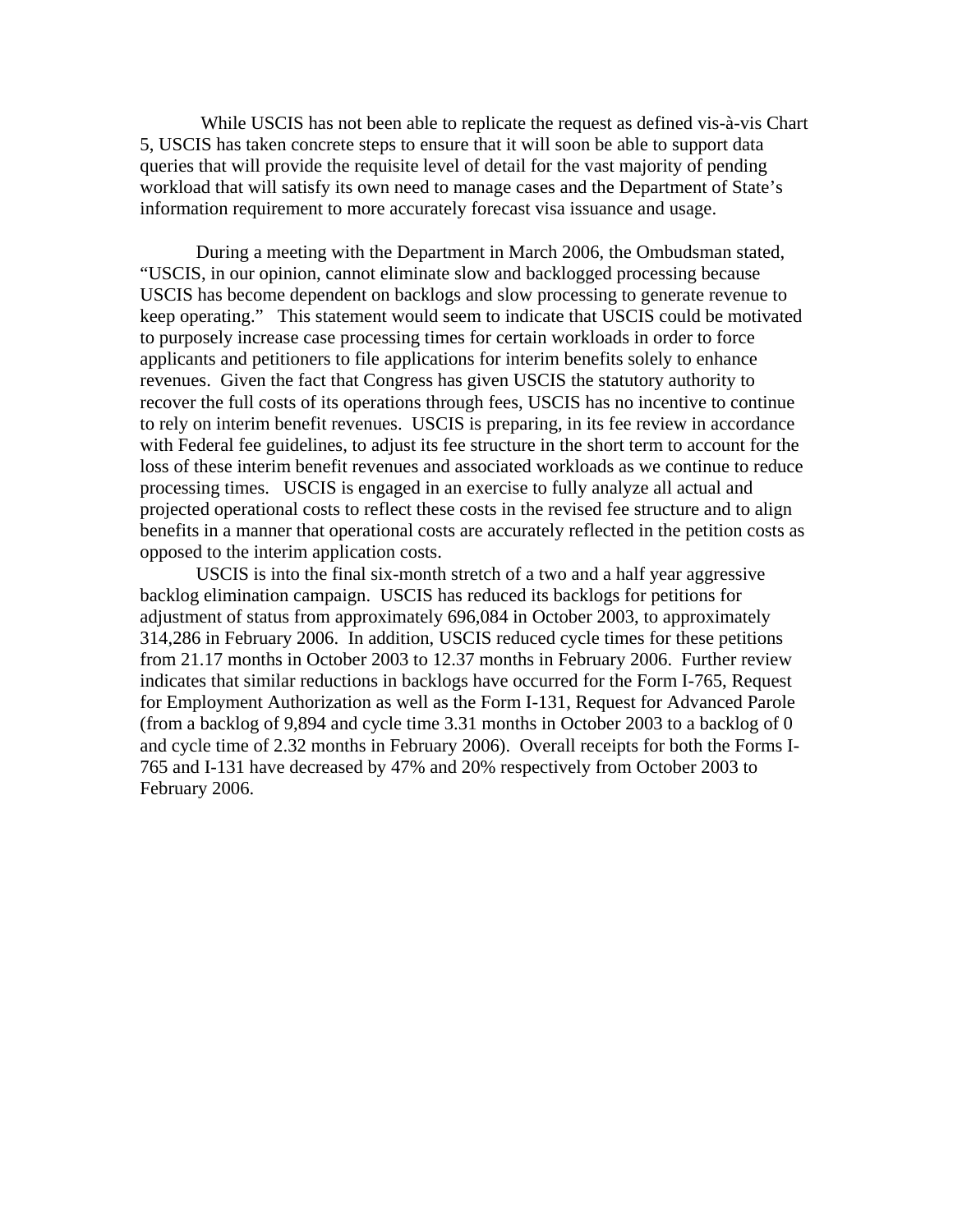While USCIS has not been able to replicate the request as defined vis-à-vis Chart 5, USCIS has taken concrete steps to ensure that it will soon be able to support data queries that will provide the requisite level of detail for the vast majority of pending workload that will satisfy its own need to manage cases and the Department of State's information requirement to more accurately forecast visa issuance and usage.

During a meeting with the Department in March 2006, the Ombudsman stated, "USCIS, in our opinion, cannot eliminate slow and backlogged processing because USCIS has become dependent on backlogs and slow processing to generate revenue to keep operating." This statement would seem to indicate that USCIS could be motivated to purposely increase case processing times for certain workloads in order to force applicants and petitioners to file applications for interim benefits solely to enhance revenues. Given the fact that Congress has given USCIS the statutory authority to recover the full costs of its operations through fees, USCIS has no incentive to continue to rely on interim benefit revenues. USCIS is preparing, in its fee review in accordance with Federal fee guidelines, to adjust its fee structure in the short term to account for the loss of these interim benefit revenues and associated workloads as we continue to reduce processing times. USCIS is engaged in an exercise to fully analyze all actual and projected operational costs to reflect these costs in the revised fee structure and to align benefits in a manner that operational costs are accurately reflected in the petition costs as opposed to the interim application costs.

USCIS is into the final six-month stretch of a two and a half year aggressive backlog elimination campaign. USCIS has reduced its backlogs for petitions for adjustment of status from approximately 696,084 in October 2003, to approximately 314,286 in February 2006. In addition, USCIS reduced cycle times for these petitions from 21.17 months in October 2003 to 12.37 months in February 2006. Further review indicates that similar reductions in backlogs have occurred for the Form I-765, Request for Employment Authorization as well as the Form I-131, Request for Advanced Parole (from a backlog of 9,894 and cycle time 3.31 months in October 2003 to a backlog of 0 and cycle time of 2.32 months in February 2006). Overall receipts for both the Forms I-765 and I-131 have decreased by 47% and 20% respectively from October 2003 to February 2006.